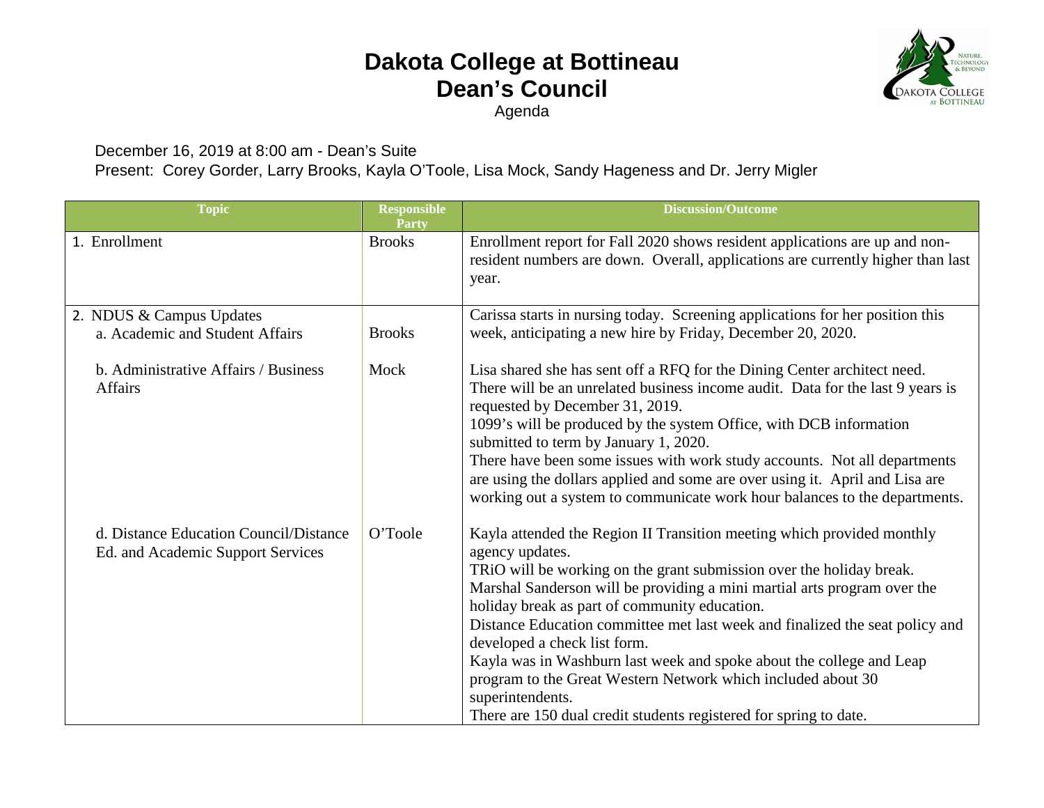# Dakota College at Bottineau
# Dean's Council

Agenda

December 16, 2019 at 8:00 am - Dean's Suite

Present: Corey Gorder, Larry Brooks, Kayla O'Toole, Lisa Mock, Sandy Hageness and Dr. Jerry Migler

| Topic | Responsible Party | Discussion/Outcome |
|---|---|---|
| 1. Enrollment | Brooks | Enrollment report for Fall 2020 shows resident applications are up and non-resident numbers are down. Overall, applications are currently higher than last year. |
| 2. NDUS & Campus Updates<br>a. Academic and Student Affairs | Brooks | Carissa starts in nursing today. Screening applications for her position this week, anticipating a new hire by Friday, December 20, 2020. |
| b. Administrative Affairs / Business Affairs | Mock | Lisa shared she has sent off a RFQ for the Dining Center architect need.<br>There will be an unrelated business income audit. Data for the last 9 years is requested by December 31, 2019.<br>1099's will be produced by the system Office, with DCB information submitted to term by January 1, 2020.<br>There have been some issues with work study accounts. Not all departments are using the dollars applied and some are over using it. April and Lisa are working out a system to communicate work hour balances to the departments. |
| d. Distance Education Council/Distance Ed. and Academic Support Services | O'Toole | Kayla attended the Region II Transition meeting which provided monthly agency updates.<br>TRiO will be working on the grant submission over the holiday break.<br>Marshal Sanderson will be providing a mini martial arts program over the holiday break as part of community education.<br>Distance Education committee met last week and finalized the seat policy and developed a check list form.<br>Kayla was in Washburn last week and spoke about the college and Leap program to the Great Western Network which included about 30 superintendents.<br>There are 150 dual credit students registered for spring to date. |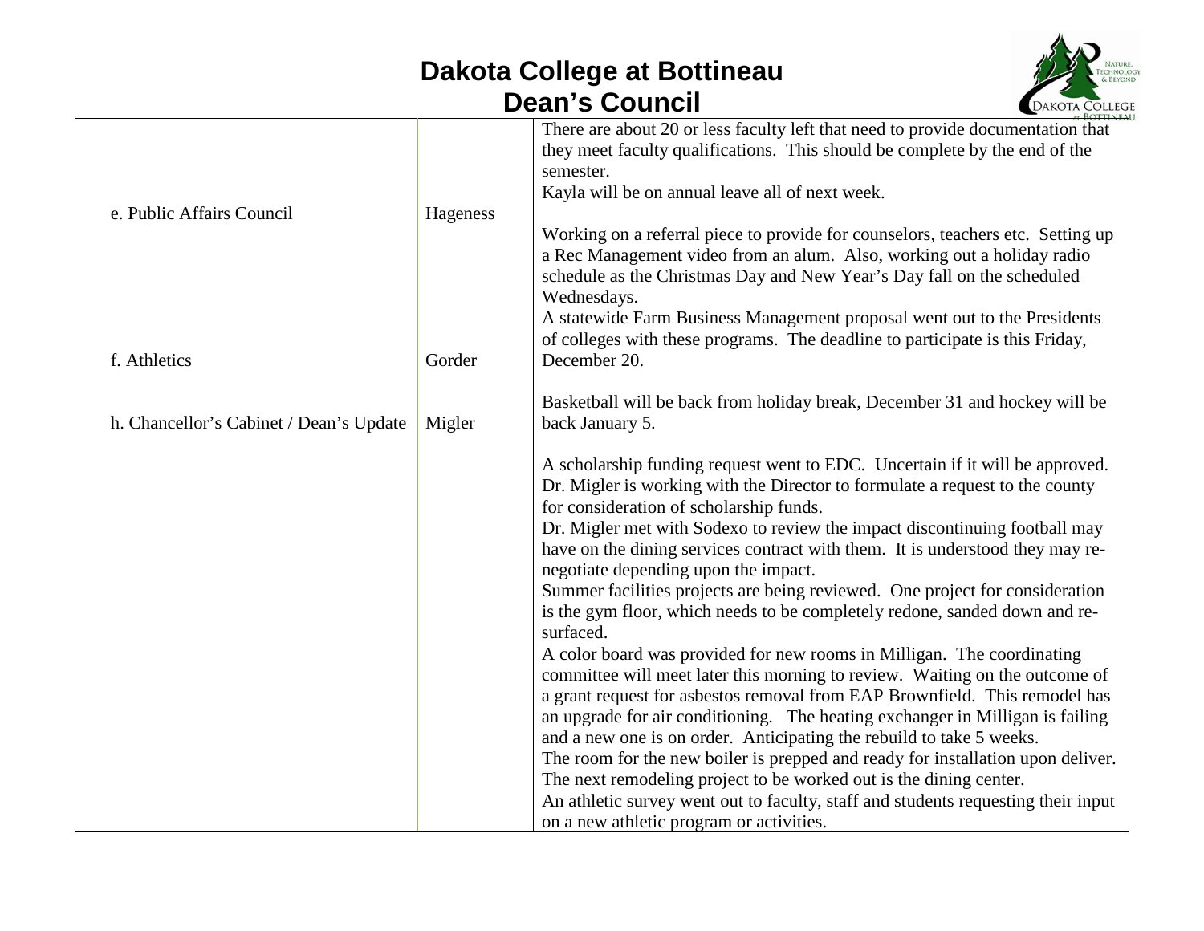# Dakota College at Bottineau
## Dean's Council

| | | |
|---|---|---|
| | | There are about 20 or less faculty left that need to provide documentation that they meet faculty qualifications. This should be complete by the end of the semester.<br>Kayla will be on annual leave all of next week. |
| e. Public Affairs Council | Hageness | Working on a referral piece to provide for counselors, teachers etc. Setting up a Rec Management video from an alum. Also, working out a holiday radio schedule as the Christmas Day and New Year's Day fall on the scheduled Wednesdays.<br>A statewide Farm Business Management proposal went out to the Presidents of colleges with these programs. The deadline to participate is this Friday, December 20. |
| f. Athletics | Gorder | Basketball will be back from holiday break, December 31 and hockey will be back January 5. |
| h. Chancellor's Cabinet / Dean's Update | Migler | A scholarship funding request went to EDC. Uncertain if it will be approved. Dr. Migler is working with the Director to formulate a request to the county for consideration of scholarship funds.<br>Dr. Migler met with Sodexo to review the impact discontinuing football may have on the dining services contract with them. It is understood they may re-negotiate depending upon the impact.<br>Summer facilities projects are being reviewed. One project for consideration is the gym floor, which needs to be completely redone, sanded down and re-surfaced.<br>A color board was provided for new rooms in Milligan. The coordinating committee will meet later this morning to review. Waiting on the outcome of a grant request for asbestos removal from EAP Brownfield. This remodel has an upgrade for air conditioning. The heating exchanger in Milligan is failing and a new one is on order. Anticipating the rebuild to take 5 weeks.<br>The room for the new boiler is prepped and ready for installation upon deliver. The next remodeling project to be worked out is the dining center.<br>An athletic survey went out to faculty, staff and students requesting their input on a new athletic program or activities. |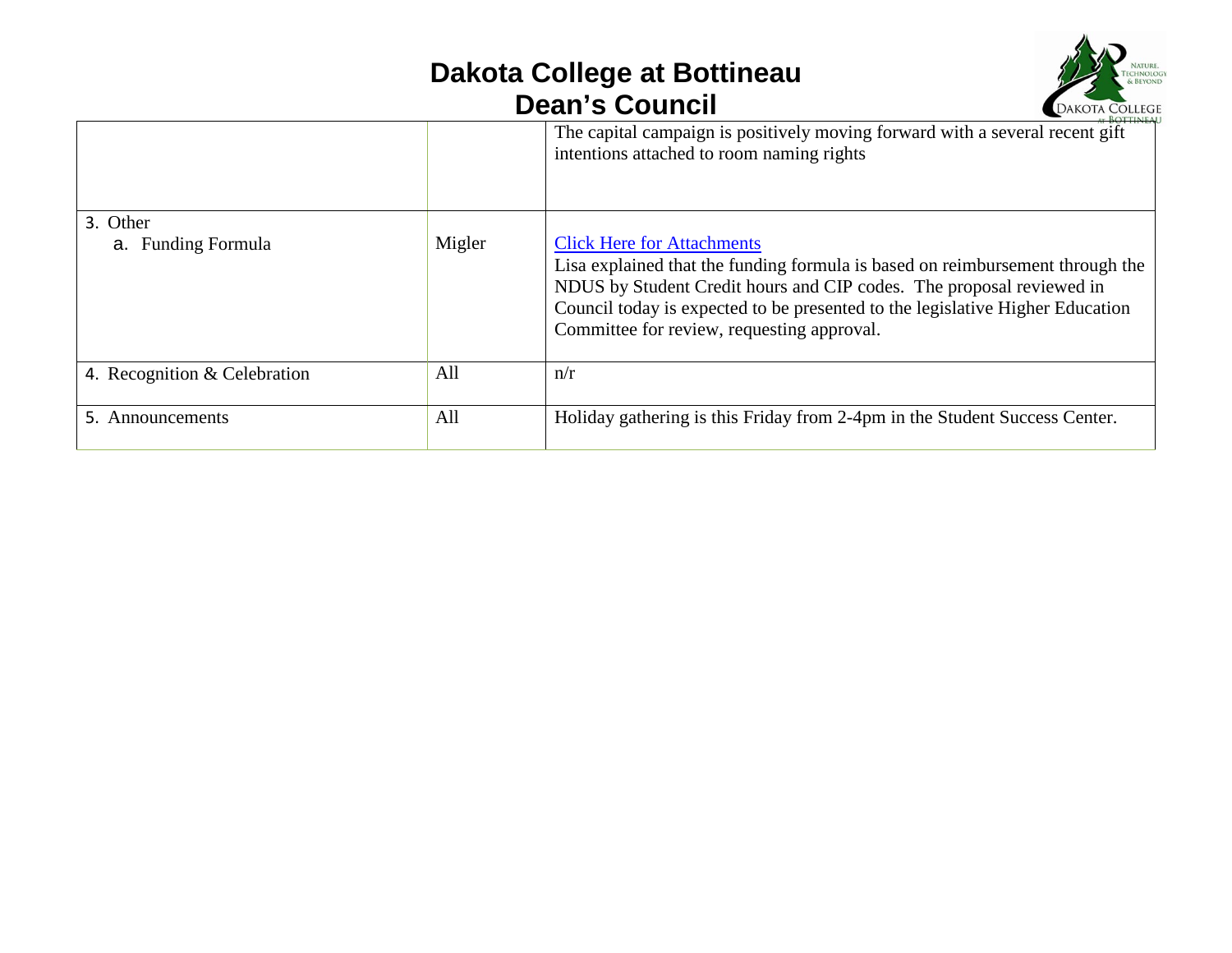# Dakota College at Bottineau
# Dean's Council

| | | |
|---|---|---|
| | | The capital campaign is positively moving forward with a several recent gift intentions attached to room naming rights |
| 3. Other<br>a. Funding Formula | Migler | Click Here for Attachments<br>Lisa explained that the funding formula is based on reimbursement through the NDUS by Student Credit hours and CIP codes. The proposal reviewed in Council today is expected to be presented to the legislative Higher Education Committee for review, requesting approval. |
| 4. Recognition & Celebration | All | n/r |
| 5. Announcements | All | Holiday gathering is this Friday from 2-4pm in the Student Success Center. |